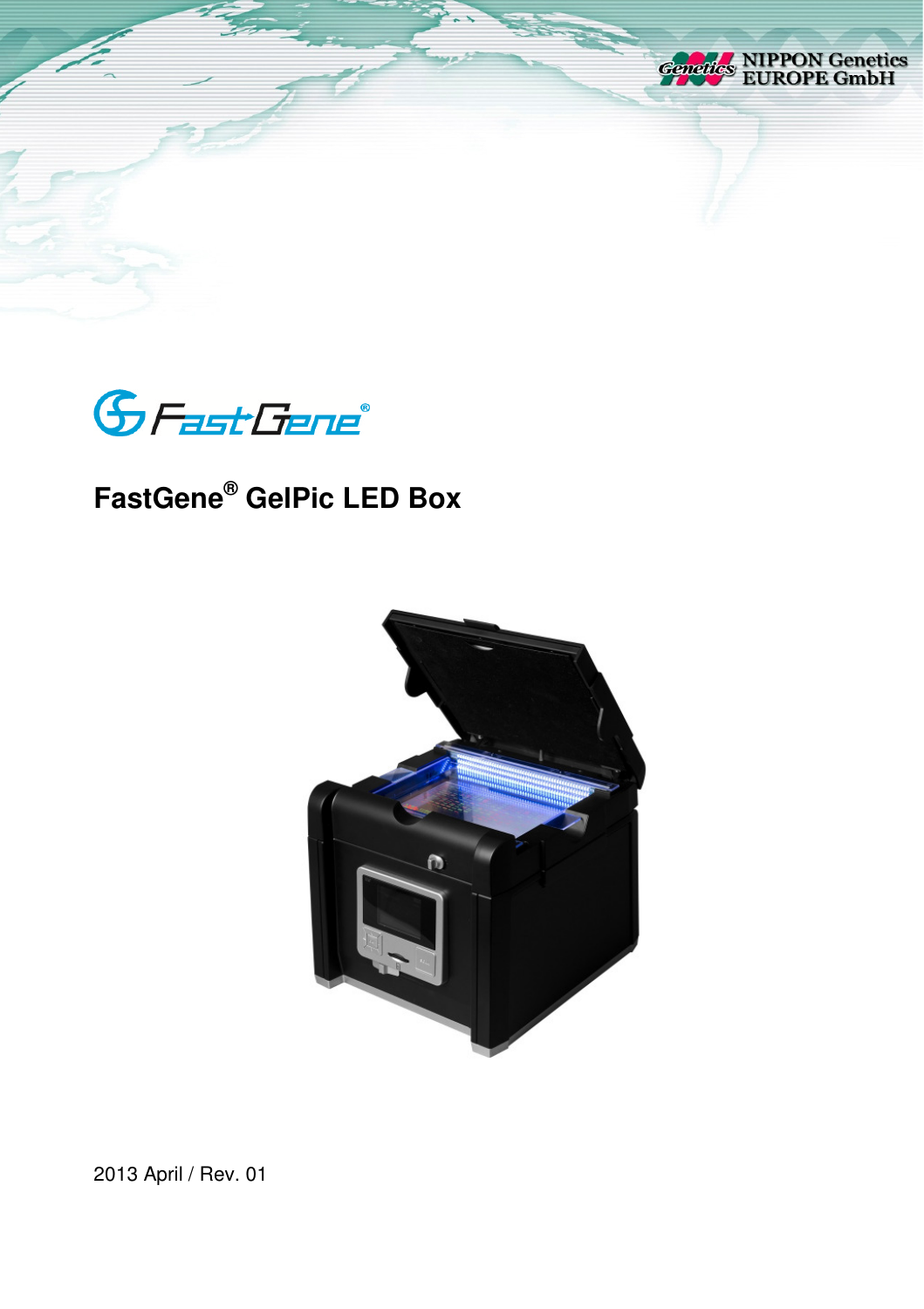NIPPON Genetics EUROPE GmbH

FastGene®

# FastGene® GelPic LED Box

2013 April / Rev. 01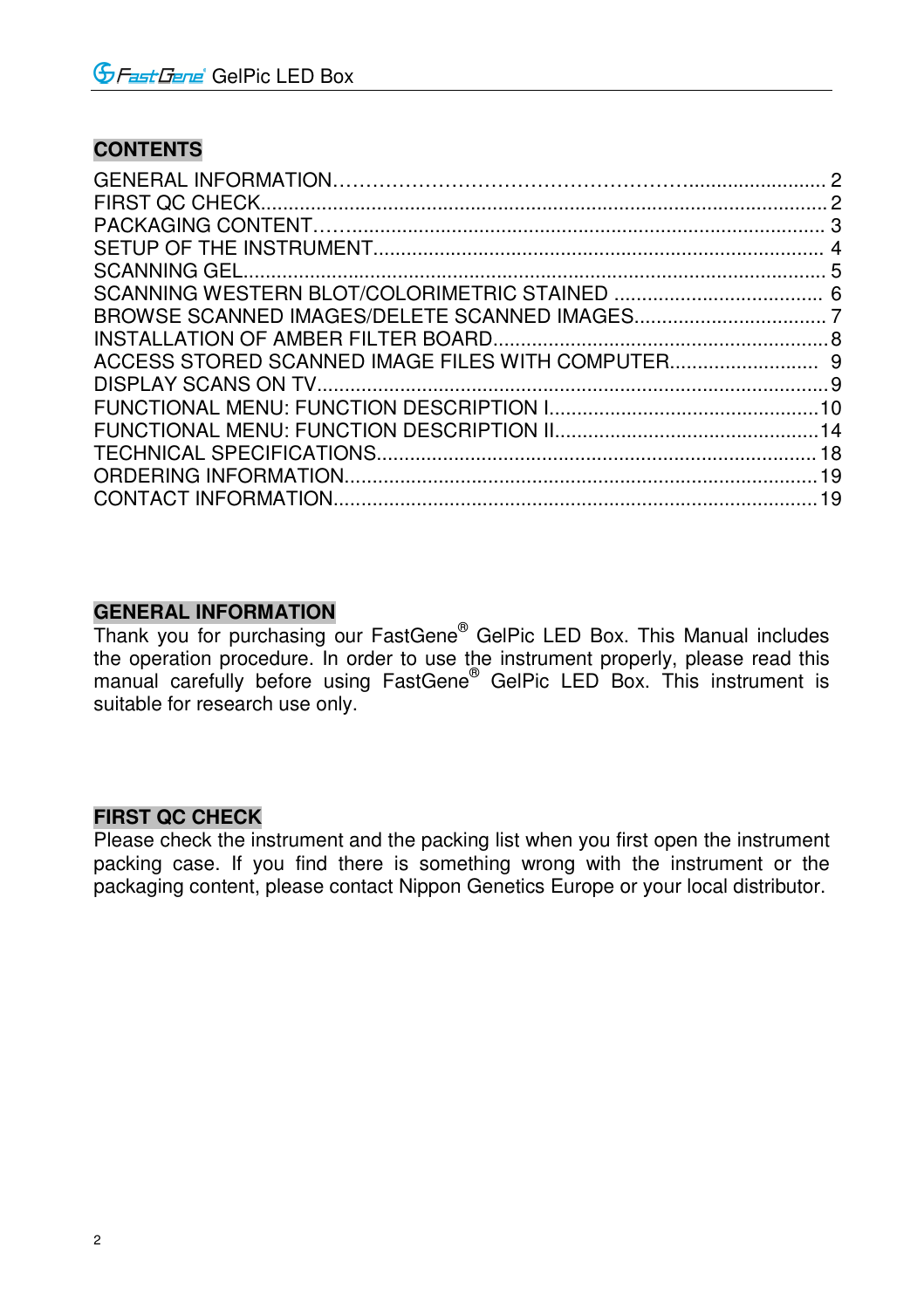## CONTENTS

| | |
|---|---|
| GENERAL INFORMATION | 2 |
| FIRST QC CHECK | 2 |
| PACKAGING CONTENT | 3 |
| SETUP OF THE INSTRUMENT | 4 |
| SCANNING GEL | 5 |
| SCANNING WESTERN BLOT/COLORIMETRIC STAINED | 6 |
| BROWSE SCANNED IMAGES/DELETE SCANNED IMAGES | 7 |
| INSTALLATION OF AMBER FILTER BOARD | 8 |
| ACCESS STORED SCANNED IMAGE FILES WITH COMPUTER | 9 |
| DISPLAY SCANS ON TV | 9 |
| FUNCTIONAL MENU: FUNCTION DESCRIPTION I | 10 |
| FUNCTIONAL MENU: FUNCTION DESCRIPTION II | 14 |
| TECHNICAL SPECIFICATIONS | 18 |
| ORDERING INFORMATION | 19 |
| CONTACT INFORMATION | 19 |

## GENERAL INFORMATION

Thank you for purchasing our FastGene® GelPic LED Box. This Manual includes the operation procedure. In order to use the instrument properly, please read this manual carefully before using FastGene® GelPic LED Box. This instrument is suitable for research use only.

## FIRST QC CHECK

Please check the instrument and the packing list when you first open the instrument packing case. If you find there is something wrong with the instrument or the packaging content, please contact Nippon Genetics Europe or your local distributor.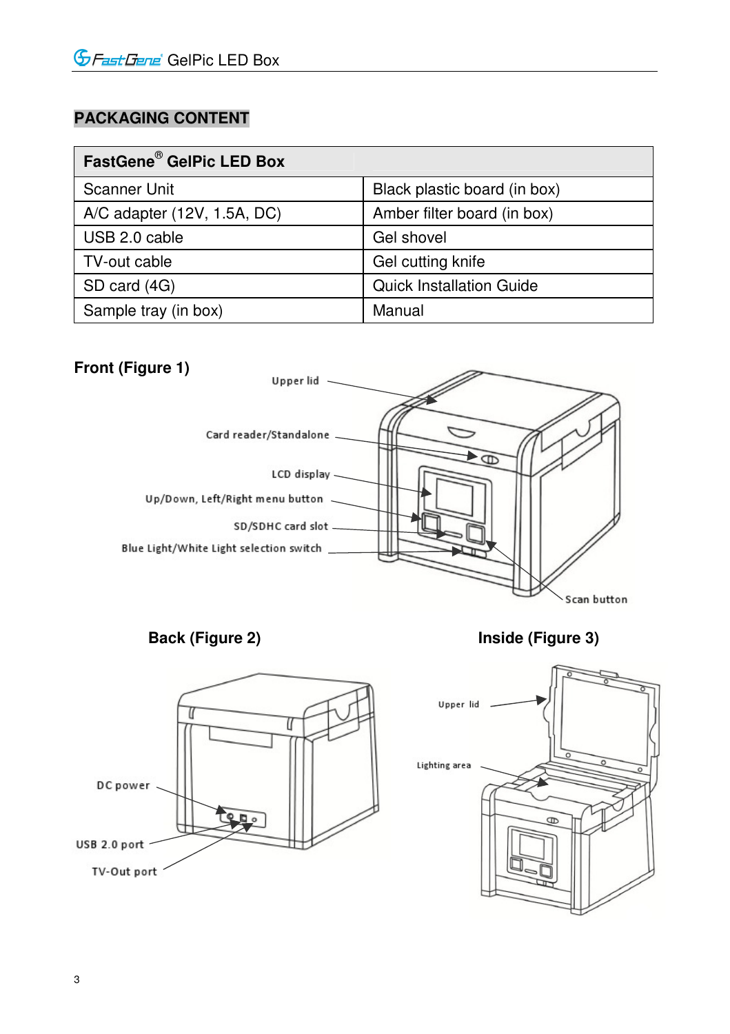## PACKAGING CONTENT

| FastGene® GelPic LED Box | |
|---|---|
| Scanner Unit | Black plastic board (in box) |
| A/C adapter (12V, 1.5A, DC) | Amber filter board (in box) |
| USB 2.0 cable | Gel shovel |
| TV-out cable | Gel cutting knife |
| SD card (4G) | Quick Installation Guide |
| Sample tray (in box) | Manual |

**Front (Figure 1)**

Upper lid

Card reader/Standalone

LCD display

Up/Down, Left/Right menu button

SD/SDHC card slot

Blue Light/White Light selection switch

Scan button

**Back (Figure 2)**

DC power

USB 2.0 port

TV-Out port

**Inside (Figure 3)**

Upper lid

Lighting area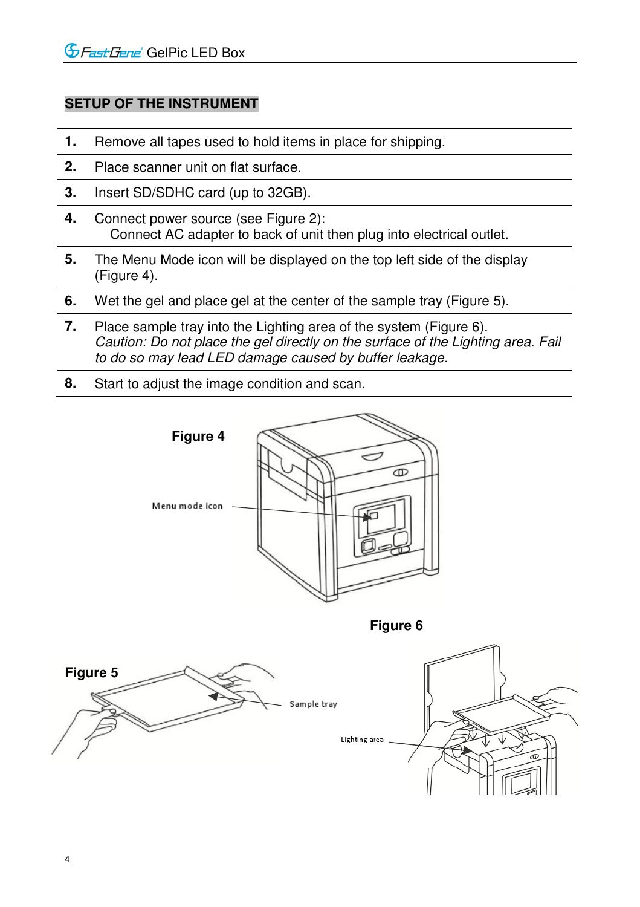## SETUP OF THE INSTRUMENT

| | |
|---|---|
| **1.** | Remove all tapes used to hold items in place for shipping. |
| **2.** | Place scanner unit on flat surface. |
| **3.** | Insert SD/SDHC card (up to 32GB). |
| **4.** | Connect power source (see Figure 2): Connect AC adapter to back of unit then plug into electrical outlet. |
| **5.** | The Menu Mode icon will be displayed on the top left side of the display (Figure 4). |
| **6.** | Wet the gel and place gel at the center of the sample tray (Figure 5). |
| **7.** | Place sample tray into the Lighting area of the system (Figure 6). *Caution: Do not place the gel directly on the surface of the Lighting area. Fail to do so may lead LED damage caused by buffer leakage.* |
| **8.** | Start to adjust the image condition and scan. |

**Figure 4**

Menu mode icon

**Figure 5**

Sample tray

**Figure 6**

Lighting area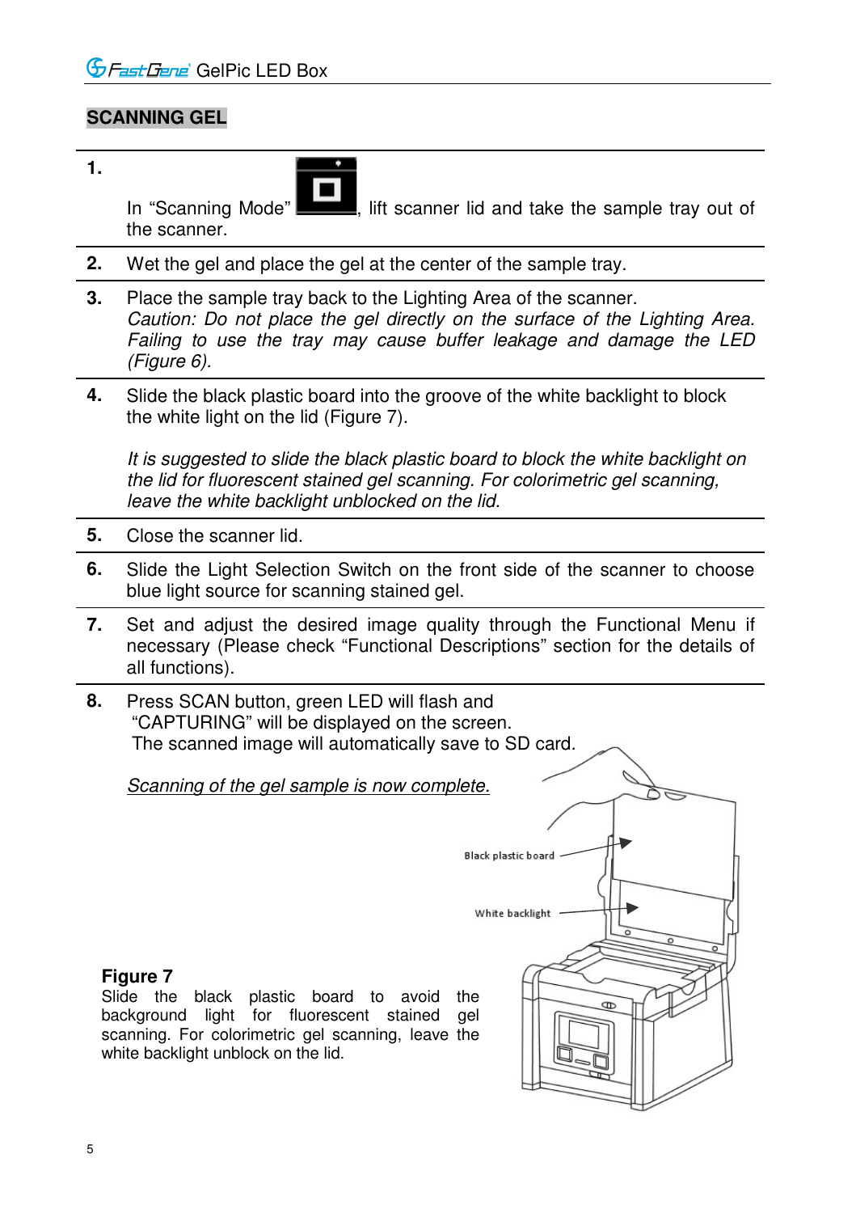## SCANNING GEL

| | |
|---|---|
| **1.** | In "Scanning Mode" , lift scanner lid and take the sample tray out of the scanner. |
| **2.** | Wet the gel and place the gel at the center of the sample tray. |
| **3.** | Place the sample tray back to the Lighting Area of the scanner. *Caution: Do not place the gel directly on the surface of the Lighting Area. Failing to use the tray may cause buffer leakage and damage the LED (Figure 6).* |
| **4.** | Slide the black plastic board into the groove of the white backlight to block the white light on the lid (Figure 7). *It is suggested to slide the black plastic board to block the white backlight on the lid for fluorescent stained gel scanning. For colorimetric gel scanning, leave the white backlight unblocked on the lid.* |
| **5.** | Close the scanner lid. |
| **6.** | Slide the Light Selection Switch on the front side of the scanner to choose blue light source for scanning stained gel. |
| **7.** | Set and adjust the desired image quality through the Functional Menu if necessary (Please check "Functional Descriptions" section for the details of all functions). |
| **8.** | Press SCAN button, green LED will flash and "CAPTURING" will be displayed on the screen. The scanned image will automatically save to SD card. *Scanning of the gel sample is now complete.* |

Black plastic board

White backlight

**Figure 7**
Slide the black plastic board to avoid the background light for fluorescent stained gel scanning. For colorimetric gel scanning, leave the white backlight unblock on the lid.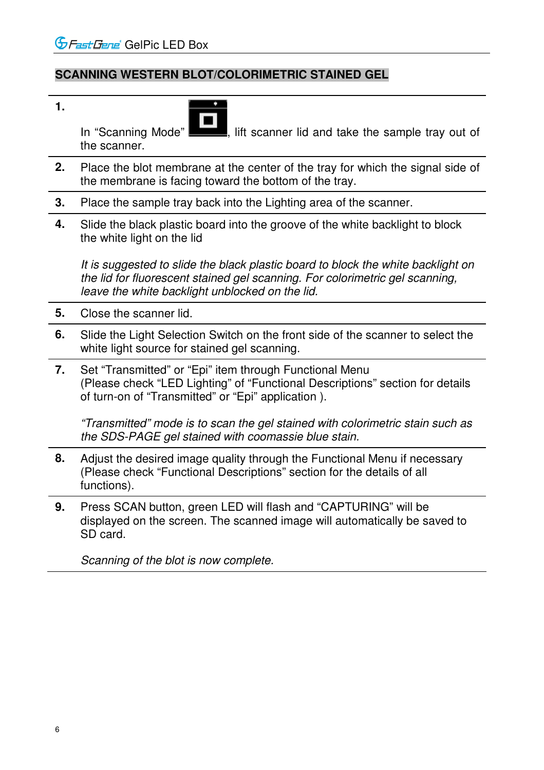## SCANNING WESTERN BLOT/COLORIMETRIC STAINED GEL

| | |
|---|---|
| **1.** | In "Scanning Mode" , lift scanner lid and take the sample tray out of the scanner. |
| **2.** | Place the blot membrane at the center of the tray for which the signal side of the membrane is facing toward the bottom of the tray. |
| **3.** | Place the sample tray back into the Lighting area of the scanner. |
| **4.** | Slide the black plastic board into the groove of the white backlight to block the white light on the lid<br><br>*It is suggested to slide the black plastic board to block the white backlight on the lid for fluorescent stained gel scanning. For colorimetric gel scanning, leave the white backlight unblocked on the lid.* |
| **5.** | Close the scanner lid. |
| **6.** | Slide the Light Selection Switch on the front side of the scanner to select the white light source for stained gel scanning. |
| **7.** | Set "Transmitted" or "Epi" item through Functional Menu<br>(Please check "LED Lighting" of "Functional Descriptions" section for details of turn-on of "Transmitted" or "Epi" application ).<br><br>*"Transmitted" mode is to scan the gel stained with colorimetric stain such as the SDS-PAGE gel stained with coomassie blue stain.* |
| **8.** | Adjust the desired image quality through the Functional Menu if necessary (Please check "Functional Descriptions" section for the details of all functions). |
| **9.** | Press SCAN button, green LED will flash and "CAPTURING" will be displayed on the screen. The scanned image will automatically be saved to SD card.<br><br>*Scanning of the blot is now complete.* |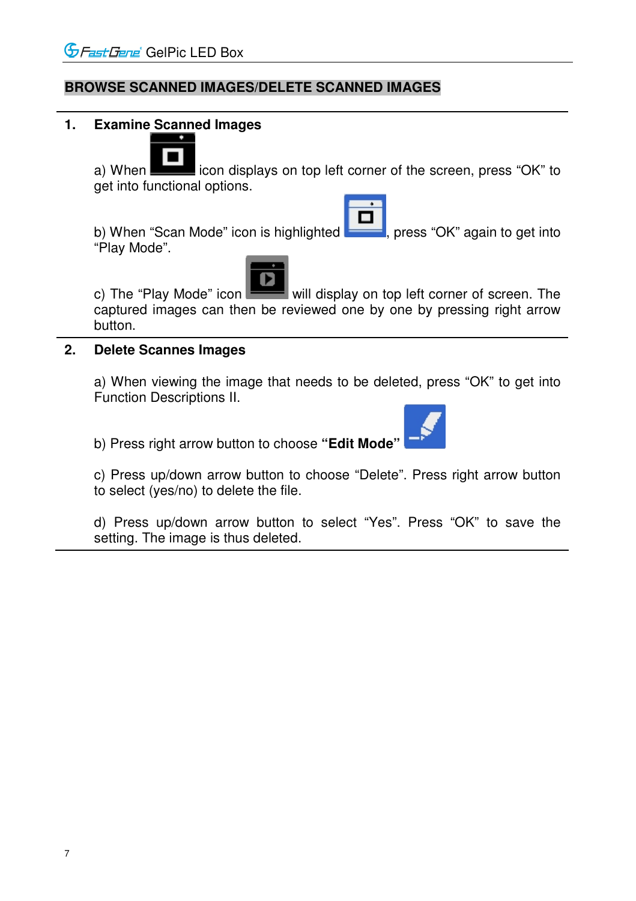## BROWSE SCANNED IMAGES/DELETE SCANNED IMAGES

### 1. Examine Scanned Images

a) When icon displays on top left corner of the screen, press "OK" to get into functional options.

b) When "Scan Mode" icon is highlighted , press "OK" again to get into "Play Mode".

c) The "Play Mode" icon will display on top left corner of screen. The captured images can then be reviewed one by one by pressing right arrow button.

### 2. Delete Scannes Images

a) When viewing the image that needs to be deleted, press "OK" to get into Function Descriptions II.

b) Press right arrow button to choose **"Edit Mode"**

c) Press up/down arrow button to choose "Delete". Press right arrow button to select (yes/no) to delete the file.

d) Press up/down arrow button to select "Yes". Press "OK" to save the setting. The image is thus deleted.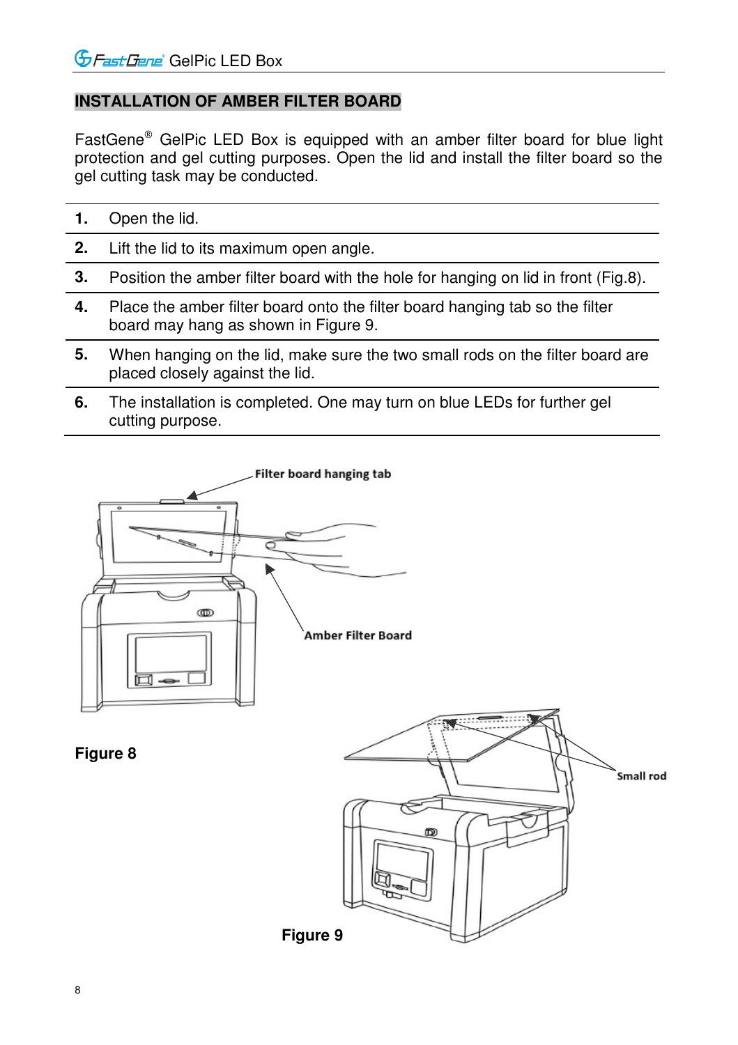## INSTALLATION OF AMBER FILTER BOARD

FastGene® GelPic LED Box is equipped with an amber filter board for blue light protection and gel cutting purposes. Open the lid and install the filter board so the gel cutting task may be conducted.

| | |
|---|---|
| **1.** | Open the lid. |
| **2.** | Lift the lid to its maximum open angle. |
| **3.** | Position the amber filter board with the hole for hanging on lid in front (Fig.8). |
| **4.** | Place the amber filter board onto the filter board hanging tab so the filter board may hang as shown in Figure 9. |
| **5.** | When hanging on the lid, make sure the two small rods on the filter board are placed closely against the lid. |
| **6.** | The installation is completed. One may turn on blue LEDs for further gel cutting purpose. |

Filter board hanging tab

Amber Filter Board

**Figure 8**

Small rod

**Figure 9**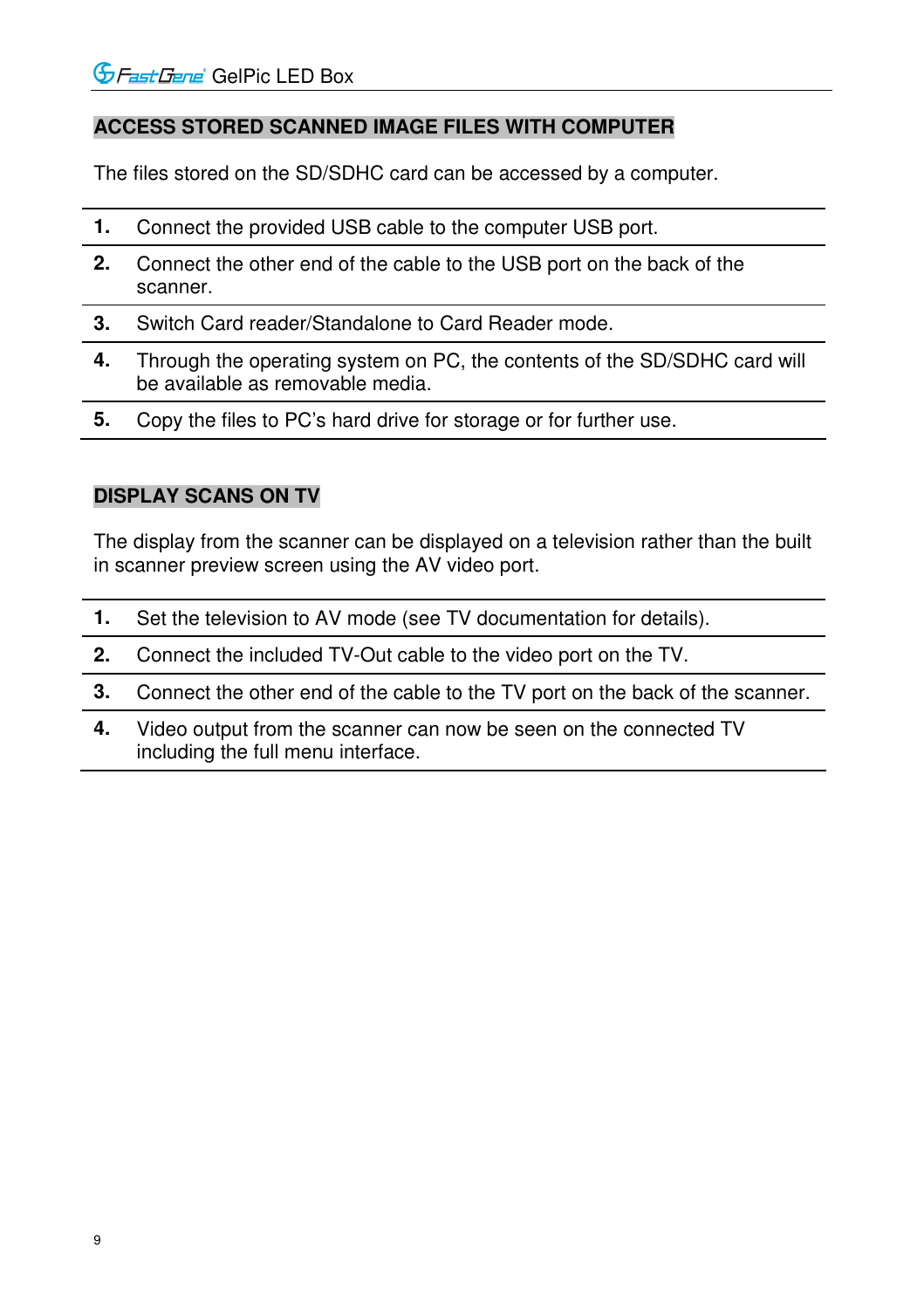## ACCESS STORED SCANNED IMAGE FILES WITH COMPUTER

The files stored on the SD/SDHC card can be accessed by a computer.

1. Connect the provided USB cable to the computer USB port.
2. Connect the other end of the cable to the USB port on the back of the scanner.
3. Switch Card reader/Standalone to Card Reader mode.
4. Through the operating system on PC, the contents of the SD/SDHC card will be available as removable media.
5. Copy the files to PC's hard drive for storage or for further use.

## DISPLAY SCANS ON TV

The display from the scanner can be displayed on a television rather than the built in scanner preview screen using the AV video port.

1. Set the television to AV mode (see TV documentation for details).
2. Connect the included TV-Out cable to the video port on the TV.
3. Connect the other end of the cable to the TV port on the back of the scanner.
4. Video output from the scanner can now be seen on the connected TV including the full menu interface.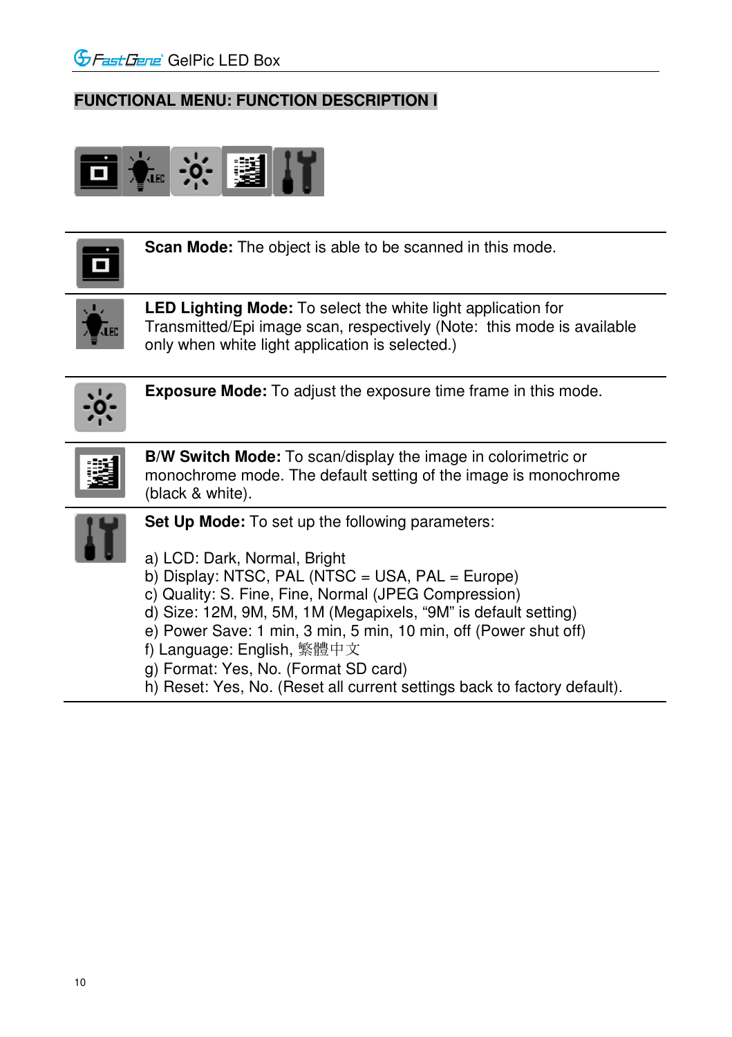## FUNCTIONAL MENU: FUNCTION DESCRIPTION I

| | |
|---|---|
| | **Scan Mode:** The object is able to be scanned in this mode. |
| | **LED Lighting Mode:** To select the white light application for Transmitted/Epi image scan, respectively (Note: this mode is available only when white light application is selected.) |
| | **Exposure Mode:** To adjust the exposure time frame in this mode. |
| | **B/W Switch Mode:** To scan/display the image in colorimetric or monochrome mode. The default setting of the image is monochrome (black & white). |
| | **Set Up Mode:** To set up the following parameters:<br><br>a) LCD: Dark, Normal, Bright<br>b) Display: NTSC, PAL (NTSC = USA, PAL = Europe)<br>c) Quality: S. Fine, Fine, Normal (JPEG Compression)<br>d) Size: 12M, 9M, 5M, 1M (Megapixels, “9M” is default setting)<br>e) Power Save: 1 min, 3 min, 5 min, 10 min, off (Power shut off)<br>f) Language: English, 繁體中文<br>g) Format: Yes, No. (Format SD card)<br>h) Reset: Yes, No. (Reset all current settings back to factory default). |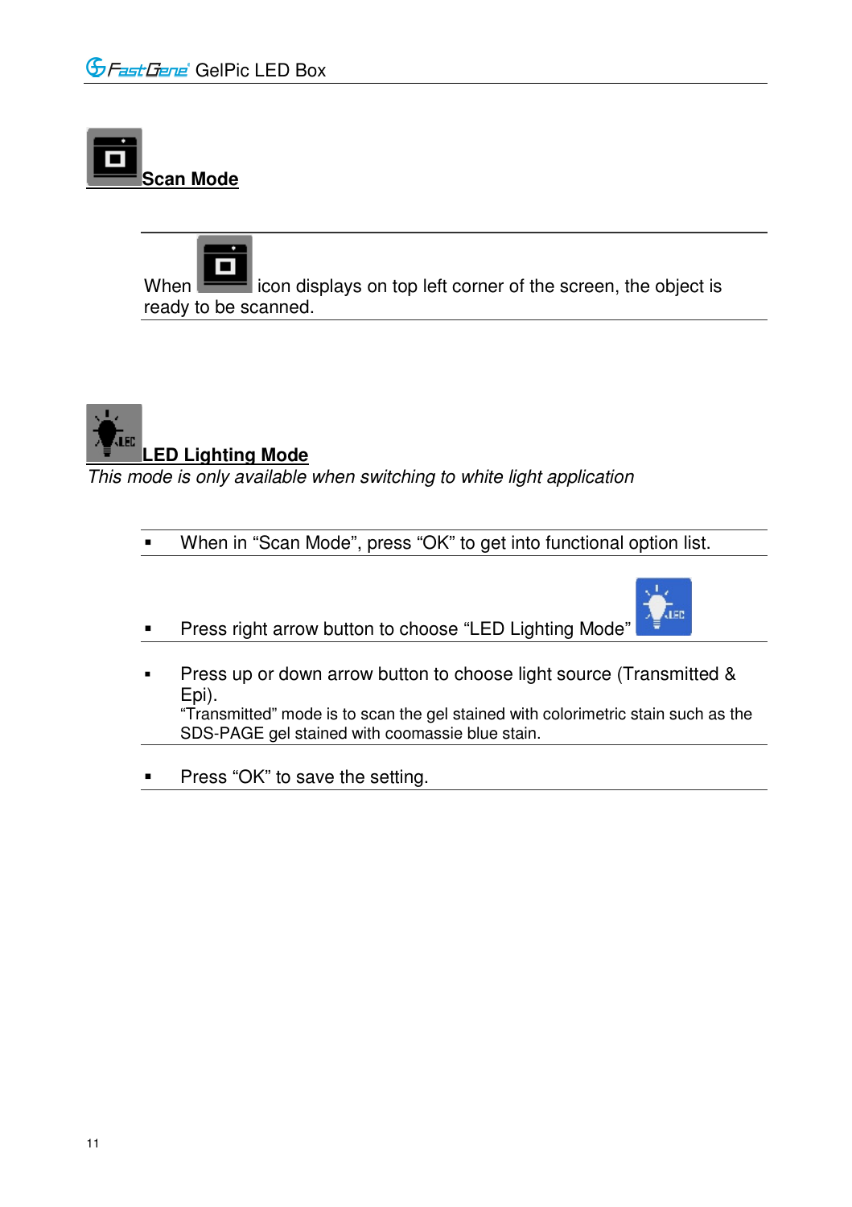## Scan Mode

When icon displays on top left corner of the screen, the object is ready to be scanned.

## LED Lighting Mode

*This mode is only available when switching to white light application*

- When in “Scan Mode”, press “OK” to get into functional option list.
- Press right arrow button to choose “LED Lighting Mode”
- Press up or down arrow button to choose light source (Transmitted & Epi).
  “Transmitted” mode is to scan the gel stained with colorimetric stain such as the SDS-PAGE gel stained with coomassie blue stain.
- Press “OK” to save the setting.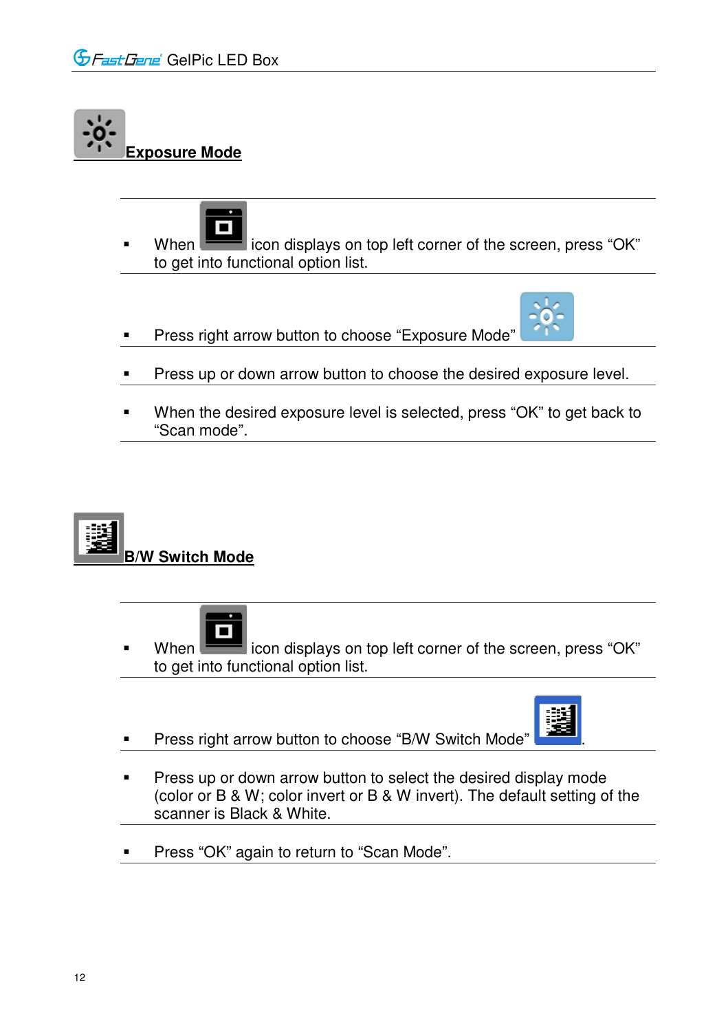## Exposure Mode

- When icon displays on top left corner of the screen, press "OK" to get into functional option list.
- Press right arrow button to choose "Exposure Mode"
- Press up or down arrow button to choose the desired exposure level.
- When the desired exposure level is selected, press "OK" to get back to "Scan mode".

## B/W Switch Mode

- When icon displays on top left corner of the screen, press "OK" to get into functional option list.
- Press right arrow button to choose "B/W Switch Mode" .
- Press up or down arrow button to select the desired display mode (color or B & W; color invert or B & W invert). The default setting of the scanner is Black & White.
- Press "OK" again to return to "Scan Mode".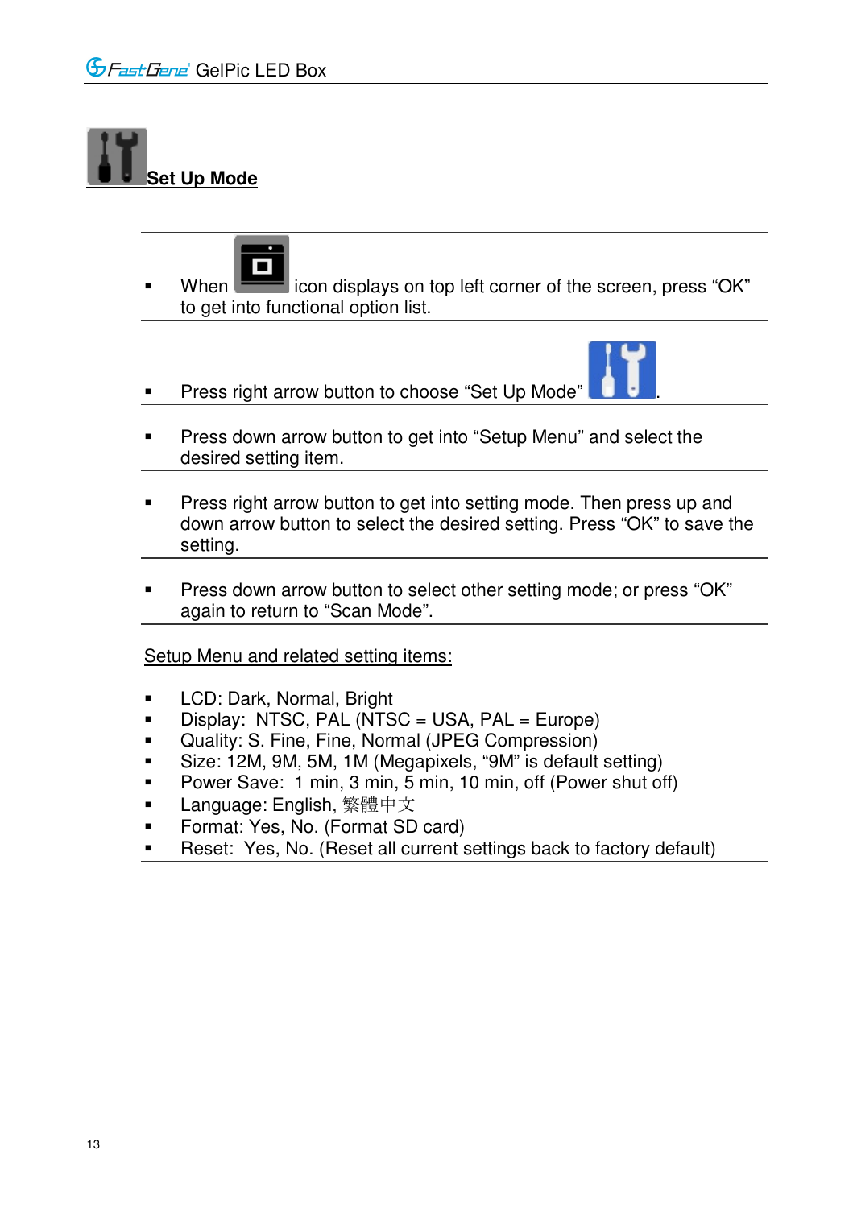## Set Up Mode

- When  icon displays on top left corner of the screen, press “OK” to get into functional option list.
- Press right arrow button to choose “Set Up Mode” .
- Press down arrow button to get into “Setup Menu” and select the desired setting item.
- Press right arrow button to get into setting mode. Then press up and down arrow button to select the desired setting. Press “OK” to save the setting.
- Press down arrow button to select other setting mode; or press “OK” again to return to “Scan Mode”.

Setup Menu and related setting items:

- LCD: Dark, Normal, Bright
- Display: NTSC, PAL (NTSC = USA, PAL = Europe)
- Quality: S. Fine, Fine, Normal (JPEG Compression)
- Size: 12M, 9M, 5M, 1M (Megapixels, “9M” is default setting)
- Power Save: 1 min, 3 min, 5 min, 10 min, off (Power shut off)
- Language: English, 繁體中文
- Format: Yes, No. (Format SD card)
- Reset: Yes, No. (Reset all current settings back to factory default)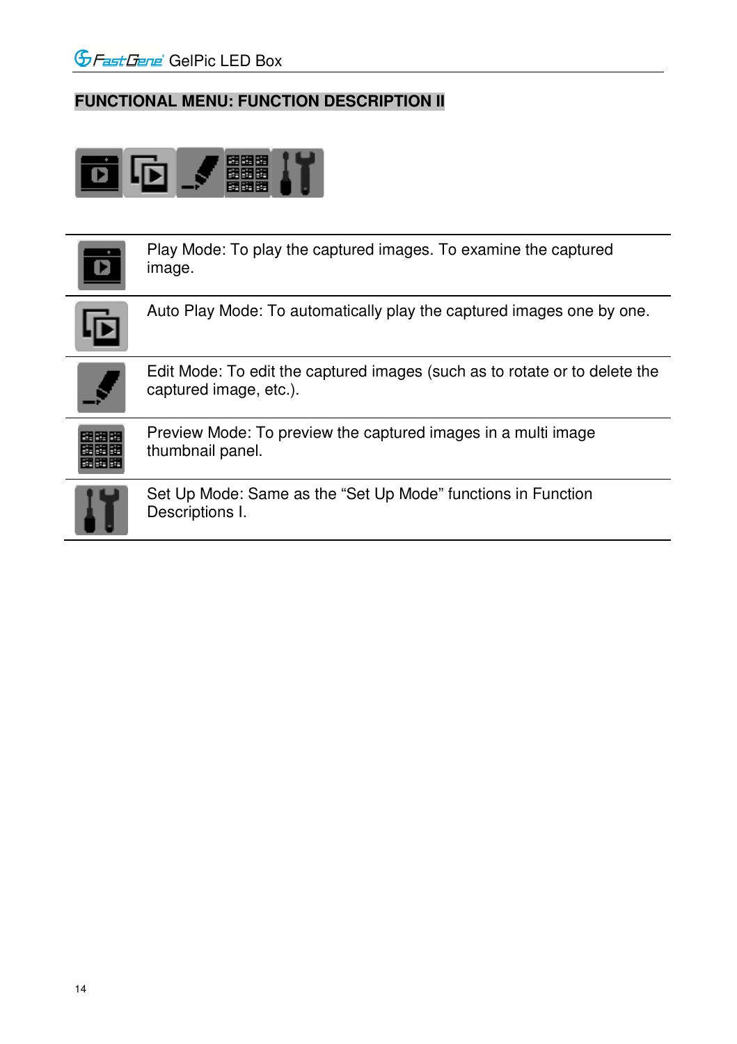## FUNCTIONAL MENU: FUNCTION DESCRIPTION II

| | |
|---|---|
| | Play Mode: To play the captured images. To examine the captured image. |
| | Auto Play Mode: To automatically play the captured images one by one. |
| | Edit Mode: To edit the captured images (such as to rotate or to delete the captured image, etc.). |
| | Preview Mode: To preview the captured images in a multi image thumbnail panel. |
| | Set Up Mode: Same as the "Set Up Mode" functions in Function Descriptions I. |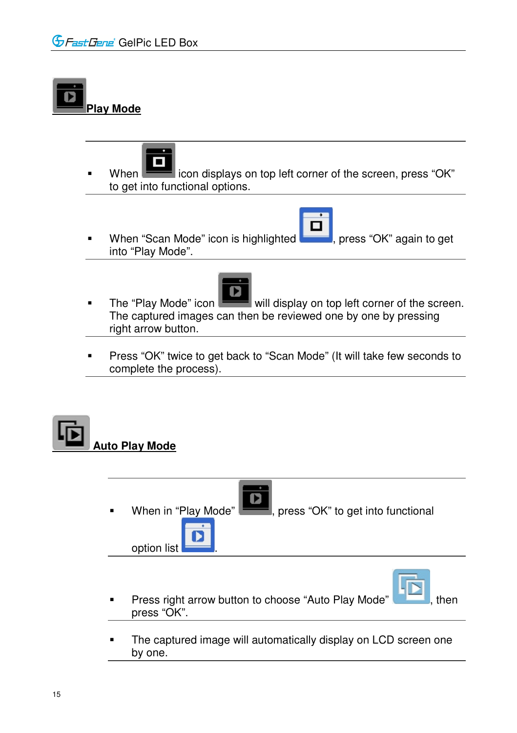## Play Mode

- When  icon displays on top left corner of the screen, press “OK” to get into functional options.
- When “Scan Mode” icon is highlighted , press “OK” again to get into “Play Mode”.
- The “Play Mode” icon  will display on top left corner of the screen. The captured images can then be reviewed one by one by pressing right arrow button.
- Press “OK” twice to get back to “Scan Mode” (It will take few seconds to complete the process).

## Auto Play Mode

- When in “Play Mode” , press “OK” to get into functional option list .
- Press right arrow button to choose “Auto Play Mode” , then press “OK”.
- The captured image will automatically display on LCD screen one by one.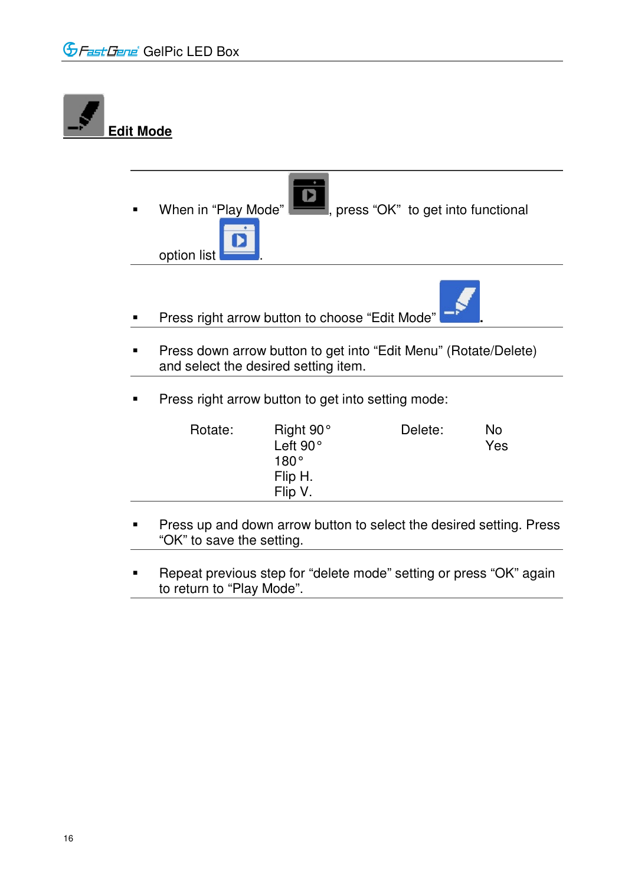## Edit Mode

- When in “Play Mode” , press “OK” to get into functional option list .

- Press right arrow button to choose “Edit Mode” .

- Press down arrow button to get into “Edit Menu” (Rotate/Delete) and select the desired setting item.

- Press right arrow button to get into setting mode:

| | | | |
|---|---|---|---|
| Rotate: | Right 90° | Delete: | No |
| | Left 90° | | Yes |
| | 180° | | |
| | Flip H. | | |
| | Flip V. | | |

- Press up and down arrow button to select the desired setting. Press “OK” to save the setting.

- Repeat previous step for “delete mode” setting or press “OK” again to return to “Play Mode”.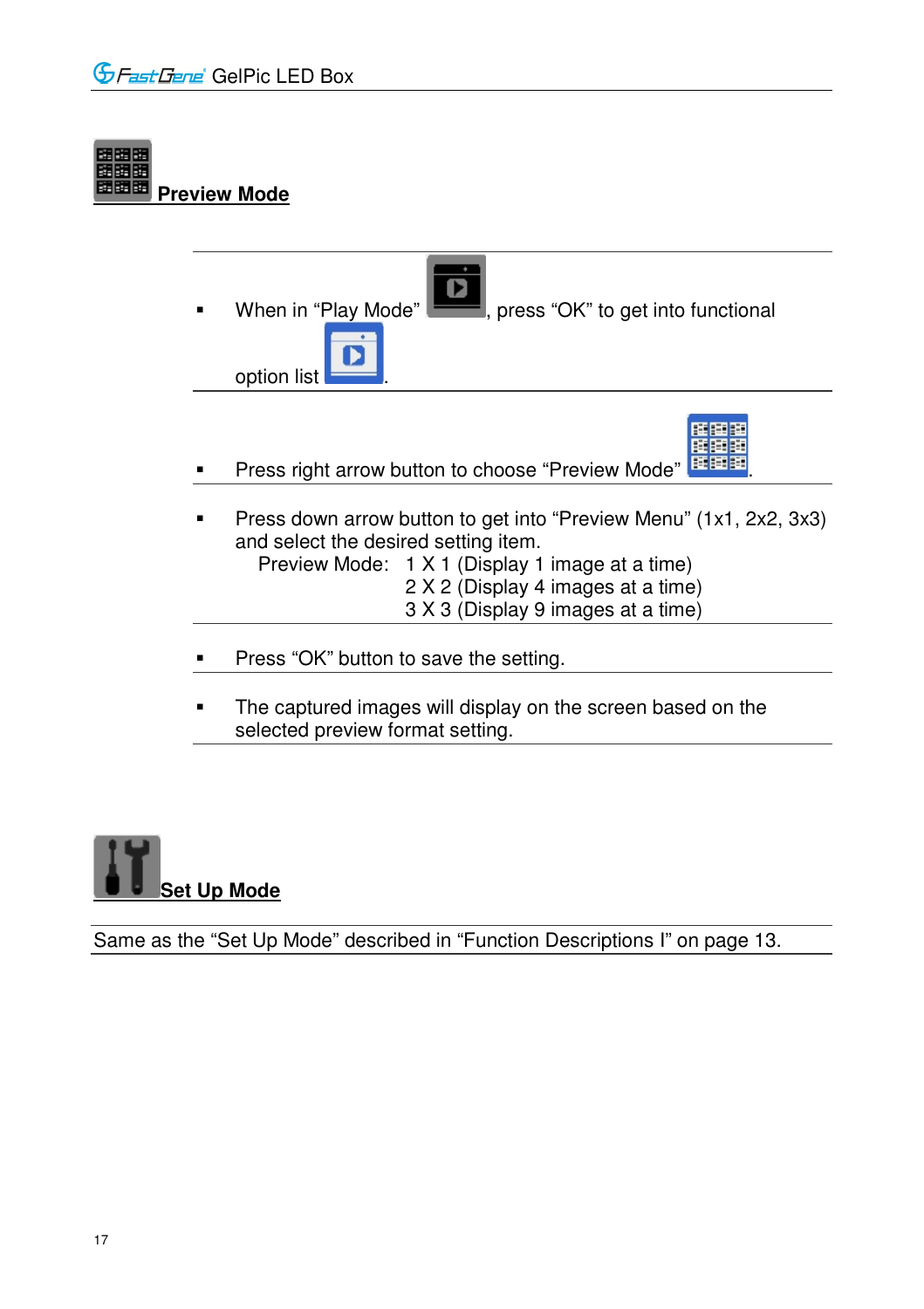## Preview Mode

- When in “Play Mode” , press “OK” to get into functional option list .

- Press right arrow button to choose “Preview Mode” .

- Press down arrow button to get into “Preview Menu” (1x1, 2x2, 3x3) and select the desired setting item.
  Preview Mode: 1 X 1 (Display 1 image at a time)
  2 X 2 (Display 4 images at a time)
  3 X 3 (Display 9 images at a time)

- Press “OK” button to save the setting.

- The captured images will display on the screen based on the selected preview format setting.

## Set Up Mode

Same as the “Set Up Mode” described in “Function Descriptions I” on page 13.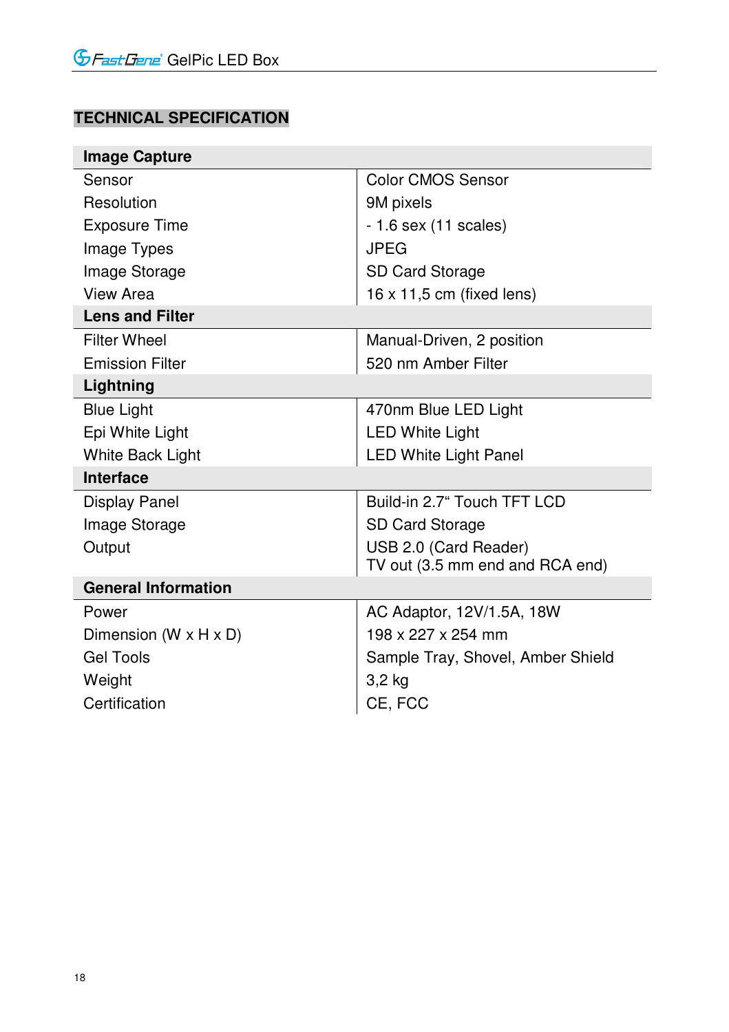## TECHNICAL SPECIFICATION

| | |
|---|---|
| **Image Capture** | |
| Sensor | Color CMOS Sensor |
| Resolution | 9M pixels |
| Exposure Time | - 1.6 sex (11 scales) |
| Image Types | JPEG |
| Image Storage | SD Card Storage |
| View Area | 16 x 11,5 cm (fixed lens) |
| **Lens and Filter** | |
| Filter Wheel | Manual-Driven, 2 position |
| Emission Filter | 520 nm Amber Filter |
| **Lightning** | |
| Blue Light | 470nm Blue LED Light |
| Epi White Light | LED White Light |
| White Back Light | LED White Light Panel |
| **Interface** | |
| Display Panel | Build-in 2.7" Touch TFT LCD |
| Image Storage | SD Card Storage |
| Output | USB 2.0 (Card Reader)<br>TV out (3.5 mm end and RCA end) |
| **General Information** | |
| Power | AC Adaptor, 12V/1.5A, 18W |
| Dimension (W x H x D) | 198 x 227 x 254 mm |
| Gel Tools | Sample Tray, Shovel, Amber Shield |
| Weight | 3,2 kg |
| Certification | CE, FCC |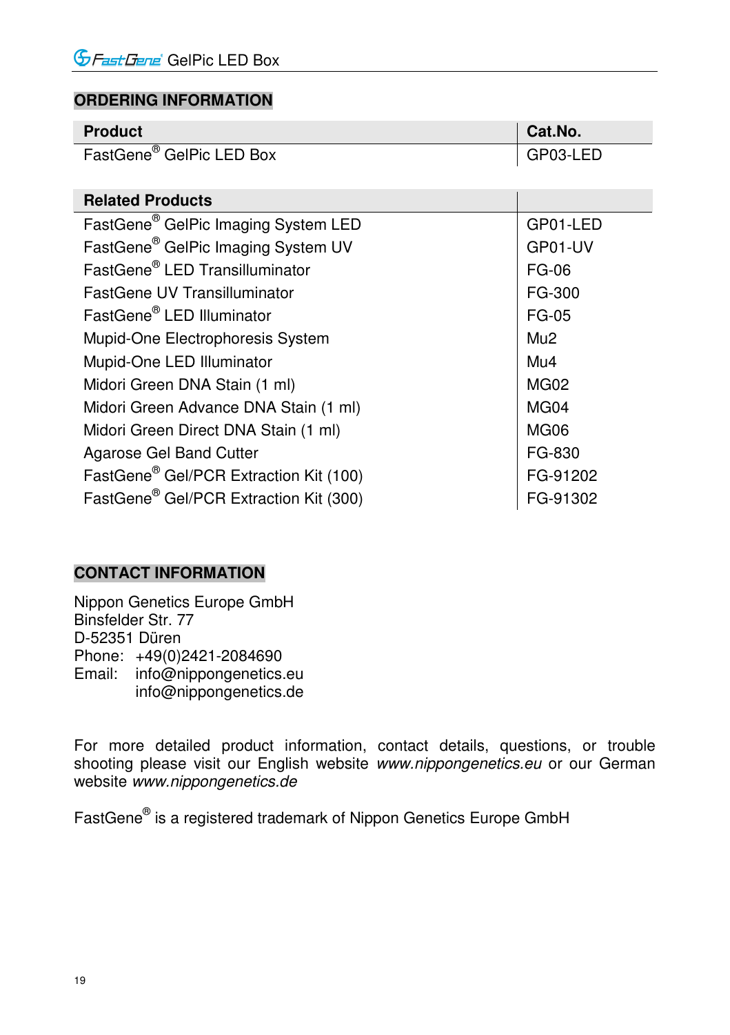## ORDERING INFORMATION

| Product | Cat.No. |
|---|---|
| FastGene® GelPic LED Box | GP03-LED |

| Related Products | |
|---|---|
| FastGene® GelPic Imaging System LED | GP01-LED |
| FastGene® GelPic Imaging System UV | GP01-UV |
| FastGene® LED Transilluminator | FG-06 |
| FastGene UV Transilluminator | FG-300 |
| FastGene® LED Illuminator | FG-05 |
| Mupid-One Electrophoresis System | Mu2 |
| Mupid-One LED Illuminator | Mu4 |
| Midori Green DNA Stain (1 ml) | MG02 |
| Midori Green Advance DNA Stain (1 ml) | MG04 |
| Midori Green Direct DNA Stain (1 ml) | MG06 |
| Agarose Gel Band Cutter | FG-830 |
| FastGene® Gel/PCR Extraction Kit (100) | FG-91202 |
| FastGene® Gel/PCR Extraction Kit (300) | FG-91302 |

## CONTACT INFORMATION

Nippon Genetics Europe GmbH
Binsfelder Str. 77
D-52351 Düren
Phone: +49(0)2421-2084690
Email: info@nippongenetics.eu
info@nippongenetics.de

For more detailed product information, contact details, questions, or trouble shooting please visit our English website *www.nippongenetics.eu* or our German website *www.nippongenetics.de*

FastGene® is a registered trademark of Nippon Genetics Europe GmbH